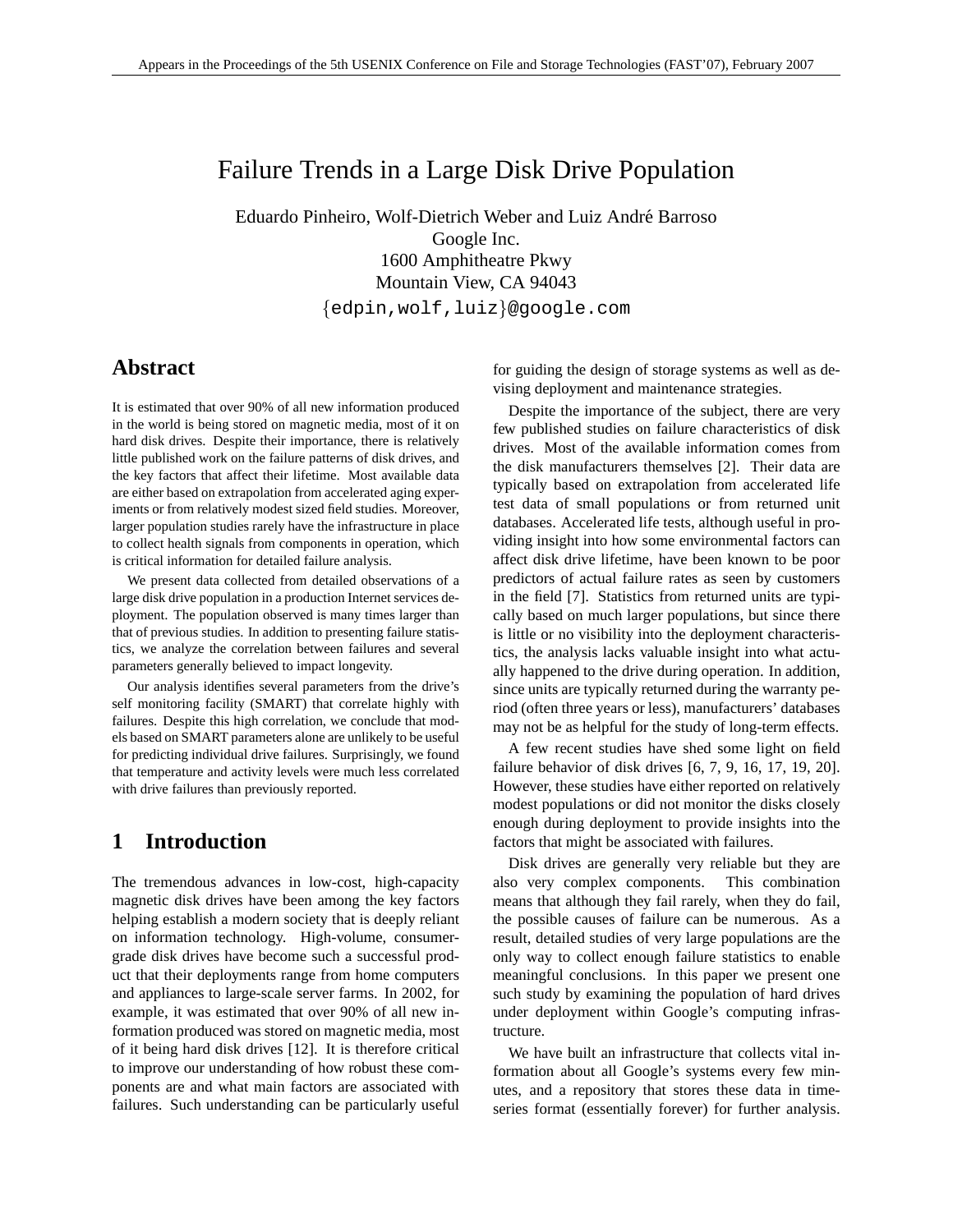# Failure Trends in a Large Disk Drive Population

Eduardo Pinheiro, Wolf-Dietrich Weber and Luiz André Barroso
Google Inc.
1600 Amphitheatre Pkwy
Mountain View, CA 94043
{edpin,wolf,luiz}@google.com

## Abstract

It is estimated that over 90% of all new information produced in the world is being stored on magnetic media, most of it on hard disk drives. Despite their importance, there is relatively little published work on the failure patterns of disk drives, and the key factors that affect their lifetime. Most available data are either based on extrapolation from accelerated aging experiments or from relatively modest sized field studies. Moreover, larger population studies rarely have the infrastructure in place to collect health signals from components in operation, which is critical information for detailed failure analysis.

We present data collected from detailed observations of a large disk drive population in a production Internet services deployment. The population observed is many times larger than that of previous studies. In addition to presenting failure statistics, we analyze the correlation between failures and several parameters generally believed to impact longevity.

Our analysis identifies several parameters from the drive's self monitoring facility (SMART) that correlate highly with failures. Despite this high correlation, we conclude that models based on SMART parameters alone are unlikely to be useful for predicting individual drive failures. Surprisingly, we found that temperature and activity levels were much less correlated with drive failures than previously reported.

## 1 Introduction

The tremendous advances in low-cost, high-capacity magnetic disk drives have been among the key factors helping establish a modern society that is deeply reliant on information technology. High-volume, consumer-grade disk drives have become such a successful product that their deployments range from home computers and appliances to large-scale server farms. In 2002, for example, it was estimated that over 90% of all new information produced was stored on magnetic media, most of it being hard disk drives [12]. It is therefore critical to improve our understanding of how robust these components are and what main factors are associated with failures. Such understanding can be particularly useful for guiding the design of storage systems as well as devising deployment and maintenance strategies.

Despite the importance of the subject, there are very few published studies on failure characteristics of disk drives. Most of the available information comes from the disk manufacturers themselves [2]. Their data are typically based on extrapolation from accelerated life test data of small populations or from returned unit databases. Accelerated life tests, although useful in providing insight into how some environmental factors can affect disk drive lifetime, have been known to be poor predictors of actual failure rates as seen by customers in the field [7]. Statistics from returned units are typically based on much larger populations, but since there is little or no visibility into the deployment characteristics, the analysis lacks valuable insight into what actually happened to the drive during operation. In addition, since units are typically returned during the warranty period (often three years or less), manufacturers' databases may not be as helpful for the study of long-term effects.

A few recent studies have shed some light on field failure behavior of disk drives [6, 7, 9, 16, 17, 19, 20]. However, these studies have either reported on relatively modest populations or did not monitor the disks closely enough during deployment to provide insights into the factors that might be associated with failures.

Disk drives are generally very reliable but they are also very complex components. This combination means that although they fail rarely, when they do fail, the possible causes of failure can be numerous. As a result, detailed studies of very large populations are the only way to collect enough failure statistics to enable meaningful conclusions. In this paper we present one such study by examining the population of hard drives under deployment within Google's computing infrastructure.

We have built an infrastructure that collects vital information about all Google's systems every few minutes, and a repository that stores these data in time-series format (essentially forever) for further analysis.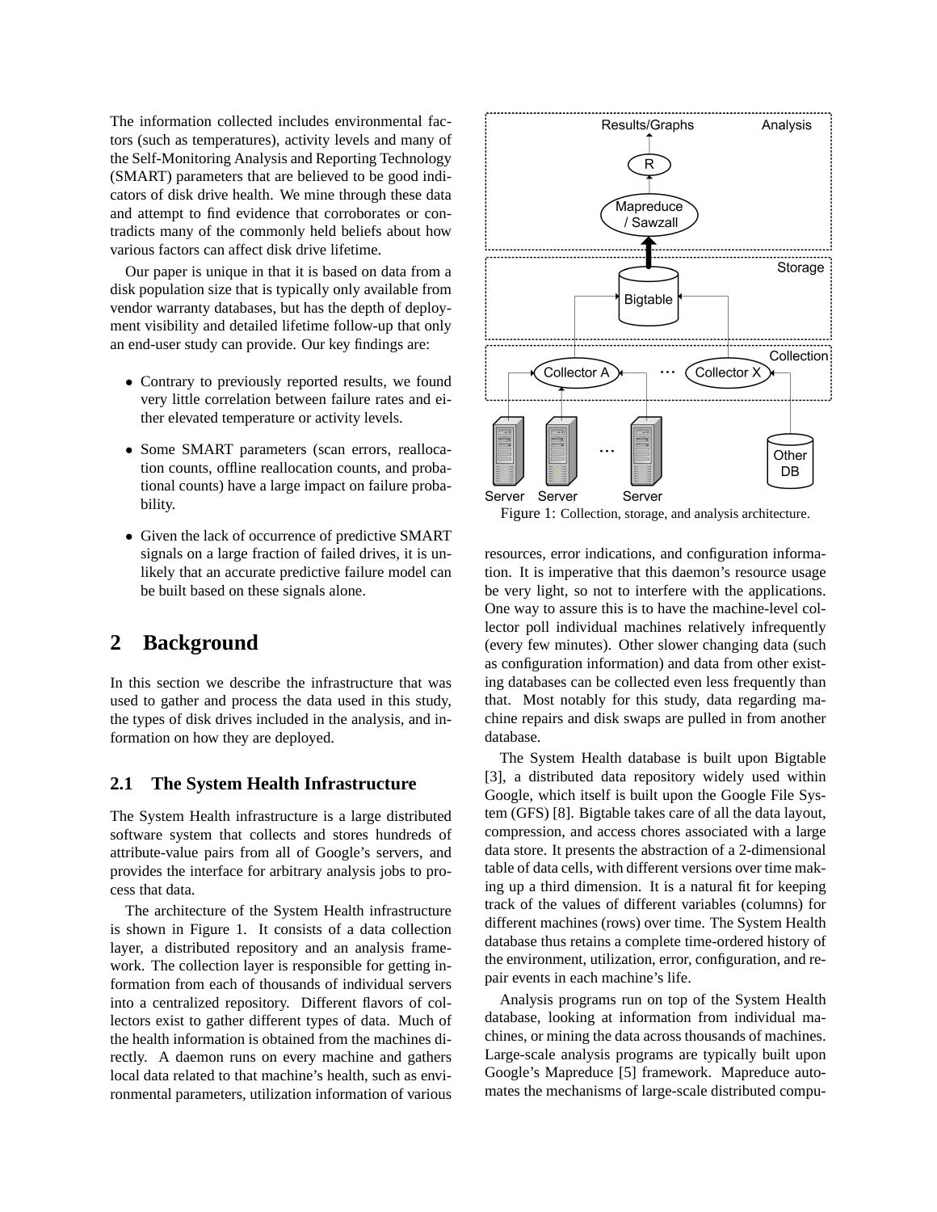The information collected includes environmental factors (such as temperatures), activity levels and many of the Self-Monitoring Analysis and Reporting Technology (SMART) parameters that are believed to be good indicators of disk drive health. We mine through these data and attempt to find evidence that corroborates or contradicts many of the commonly held beliefs about how various factors can affect disk drive lifetime.

Our paper is unique in that it is based on data from a disk population size that is typically only available from vendor warranty databases, but has the depth of deployment visibility and detailed lifetime follow-up that only an end-user study can provide. Our key findings are:

- Contrary to previously reported results, we found very little correlation between failure rates and either elevated temperature or activity levels.
- Some SMART parameters (scan errors, reallocation counts, offline reallocation counts, and probational counts) have a large impact on failure probability.
- Given the lack of occurrence of predictive SMART signals on a large fraction of failed drives, it is unlikely that an accurate predictive failure model can be built based on these signals alone.

# 2 Background

In this section we describe the infrastructure that was used to gather and process the data used in this study, the types of disk drives included in the analysis, and information on how they are deployed.

## 2.1 The System Health Infrastructure

The System Health infrastructure is a large distributed software system that collects and stores hundreds of attribute-value pairs from all of Google's servers, and provides the interface for arbitrary analysis jobs to process that data.

The architecture of the System Health infrastructure is shown in Figure 1. It consists of a data collection layer, a distributed repository and an analysis framework. The collection layer is responsible for getting information from each of thousands of individual servers into a centralized repository. Different flavors of collectors exist to gather different types of data. Much of the health information is obtained from the machines directly. A daemon runs on every machine and gathers local data related to that machine's health, such as environmental parameters, utilization information of various resources, error indications, and configuration information. It is imperative that this daemon's resource usage be very light, so not to interfere with the applications. One way to assure this is to have the machine-level collector poll individual machines relatively infrequently (every few minutes). Other slower changing data (such as configuration information) and data from other existing databases can be collected even less frequently than that. Most notably for this study, data regarding machine repairs and disk swaps are pulled in from another database.

Figure 1: Collection, storage, and analysis architecture.

The System Health database is built upon Bigtable [3], a distributed data repository widely used within Google, which itself is built upon the Google File System (GFS) [8]. Bigtable takes care of all the data layout, compression, and access chores associated with a large data store. It presents the abstraction of a 2-dimensional table of data cells, with different versions over time making up a third dimension. It is a natural fit for keeping track of the values of different variables (columns) for different machines (rows) over time. The System Health database thus retains a complete time-ordered history of the environment, utilization, error, configuration, and repair events in each machine's life.

Analysis programs run on top of the System Health database, looking at information from individual machines, or mining the data across thousands of machines. Large-scale analysis programs are typically built upon Google's Mapreduce [5] framework. Mapreduce automates the mechanisms of large-scale distributed compu-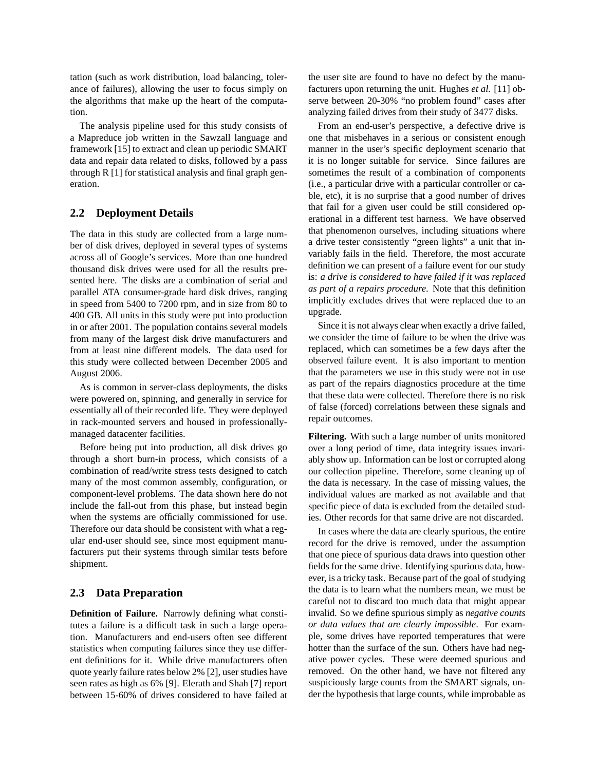tation (such as work distribution, load balancing, tolerance of failures), allowing the user to focus simply on the algorithms that make up the heart of the computation.

The analysis pipeline used for this study consists of a Mapreduce job written in the Sawzall language and framework [15] to extract and clean up periodic SMART data and repair data related to disks, followed by a pass through R [1] for statistical analysis and final graph generation.

## 2.2 Deployment Details

The data in this study are collected from a large number of disk drives, deployed in several types of systems across all of Google's services. More than one hundred thousand disk drives were used for all the results presented here. The disks are a combination of serial and parallel ATA consumer-grade hard disk drives, ranging in speed from 5400 to 7200 rpm, and in size from 80 to 400 GB. All units in this study were put into production in or after 2001. The population contains several models from many of the largest disk drive manufacturers and from at least nine different models. The data used for this study were collected between December 2005 and August 2006.

As is common in server-class deployments, the disks were powered on, spinning, and generally in service for essentially all of their recorded life. They were deployed in rack-mounted servers and housed in professionally-managed datacenter facilities.

Before being put into production, all disk drives go through a short burn-in process, which consists of a combination of read/write stress tests designed to catch many of the most common assembly, configuration, or component-level problems. The data shown here do not include the fall-out from this phase, but instead begin when the systems are officially commissioned for use. Therefore our data should be consistent with what a regular end-user should see, since most equipment manufacturers put their systems through similar tests before shipment.

## 2.3 Data Preparation

**Definition of Failure.** Narrowly defining what constitutes a failure is a difficult task in such a large operation. Manufacturers and end-users often see different statistics when computing failures since they use different definitions for it. While drive manufacturers often quote yearly failure rates below 2% [2], user studies have seen rates as high as 6% [9]. Elerath and Shah [7] report between 15-60% of drives considered to have failed at the user site are found to have no defect by the manufacturers upon returning the unit. Hughes *et al.* [11] observe between 20-30% "no problem found" cases after analyzing failed drives from their study of 3477 disks.

From an end-user's perspective, a defective drive is one that misbehaves in a serious or consistent enough manner in the user's specific deployment scenario that it is no longer suitable for service. Since failures are sometimes the result of a combination of components (i.e., a particular drive with a particular controller or cable, etc), it is no surprise that a good number of drives that fail for a given user could be still considered operational in a different test harness. We have observed that phenomenon ourselves, including situations where a drive tester consistently "green lights" a unit that invariably fails in the field. Therefore, the most accurate definition we can present of a failure event for our study is: *a drive is considered to have failed if it was replaced as part of a repairs procedure*. Note that this definition implicitly excludes drives that were replaced due to an upgrade.

Since it is not always clear when exactly a drive failed, we consider the time of failure to be when the drive was replaced, which can sometimes be a few days after the observed failure event. It is also important to mention that the parameters we use in this study were not in use as part of the repairs diagnostics procedure at the time that these data were collected. Therefore there is no risk of false (forced) correlations between these signals and repair outcomes.

**Filtering.** With such a large number of units monitored over a long period of time, data integrity issues invariably show up. Information can be lost or corrupted along our collection pipeline. Therefore, some cleaning up of the data is necessary. In the case of missing values, the individual values are marked as not available and that specific piece of data is excluded from the detailed studies. Other records for that same drive are not discarded.

In cases where the data are clearly spurious, the entire record for the drive is removed, under the assumption that one piece of spurious data draws into question other fields for the same task. Identifying spurious data, however, is a tricky task. Because part of the goal of studying the data is to learn what the numbers mean, we must be careful not to discard too much data that might appear invalid. So we define spurious simply as *negative counts or data values that are clearly impossible*. For example, some drives have reported temperatures that were hotter than the surface of the sun. Others have had negative power cycles. These were deemed spurious and removed. On the other hand, we have not filtered any suspiciously large counts from the SMART signals, under the hypothesis that large counts, while improbable as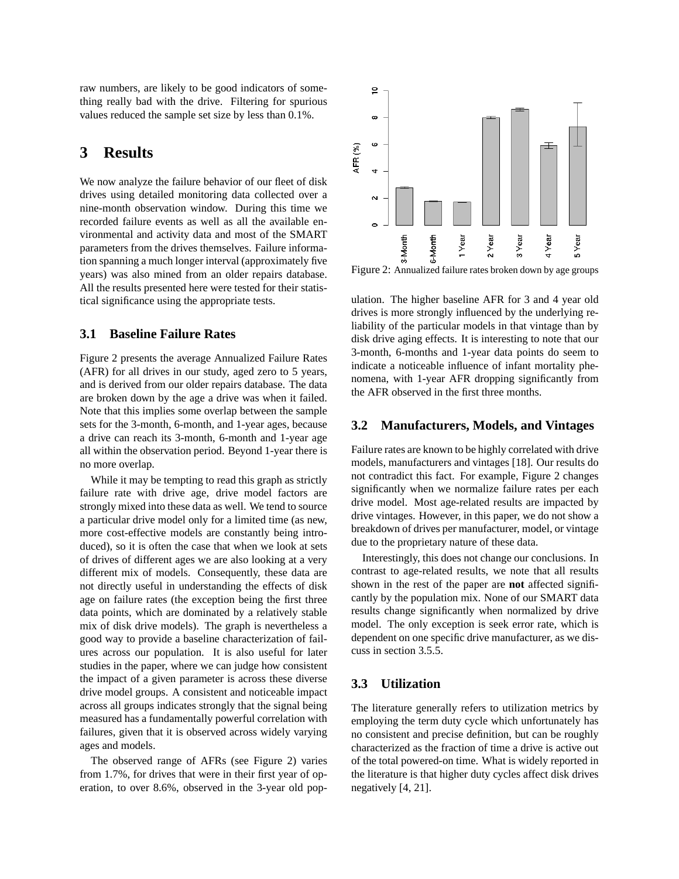raw numbers, are likely to be good indicators of something really bad with the drive. Filtering for spurious values reduced the sample set size by less than 0.1%.

# 3 Results

We now analyze the failure behavior of our fleet of disk drives using detailed monitoring data collected over a nine-month observation window. During this time we recorded failure events as well as all the available environmental and activity data and most of the SMART parameters from the drives themselves. Failure information spanning a much longer interval (approximately five years) was also mined from an older repairs database. All the results presented here were tested for their statistical significance using the appropriate tests.

## 3.1 Baseline Failure Rates

Figure 2 presents the average Annualized Failure Rates (AFR) for all drives in our study, aged zero to 5 years, and is derived from our older repairs database. The data are broken down by the age a drive was when it failed. Note that this implies some overlap between the sample sets for the 3-month, 6-month, and 1-year ages, because a drive can reach its 3-month, 6-month and 1-year age all within the observation period. Beyond 1-year there is no more overlap.

While it may be tempting to read this graph as strictly failure rate with drive age, drive model factors are strongly mixed into these data as well. We tend to source a particular drive model only for a limited time (as new, more cost-effective models are constantly being introduced), so it is often the case that when we look at sets of drives of different ages we are also looking at a very different mix of models. Consequently, these data are not directly useful in understanding the effects of disk age on failure rates (the exception being the first three data points, which are dominated by a relatively stable mix of disk drive models). The graph is nevertheless a good way to provide a baseline characterization of failures across our population. It is also useful for later studies in the paper, where we can judge how consistent the impact of a given parameter is across these diverse drive model groups. A consistent and noticeable impact across all groups indicates strongly that the signal being measured has a fundamentally powerful correlation with failures, given that it is observed across widely varying ages and models.

The observed range of AFRs (see Figure 2) varies from 1.7%, for drives that were in their first year of operation, to over 8.6%, observed in the 3-year old population. The higher baseline AFR for 3 and 4 year old drives is more strongly influenced by the underlying reliability of the particular models in that vintage than by disk drive aging effects. It is interesting to note that our 3-month, 6-months and 1-year data points do seem to indicate a noticeable influence of infant mortality phenomena, with 1-year AFR dropping significantly from the AFR observed in the first three months.

Figure 2: Annualized failure rates broken down by age groups

## 3.2 Manufacturers, Models, and Vintages

Failure rates are known to be highly correlated with drive models, manufacturers and vintages [18]. Our results do not contradict this fact. For example, Figure 2 changes significantly when we normalize failure rates per each drive model. Most age-related results are impacted by drive vintages. However, in this paper, we do not show a breakdown of drives per manufacturer, model, or vintage due to the proprietary nature of these data.

Interestingly, this does not change our conclusions. In contrast to age-related results, we note that all results shown in the rest of the paper are **not** affected significantly by the population mix. None of our SMART data results change significantly when normalized by drive model. The only exception is seek error rate, which is dependent on one specific drive manufacturer, as we discuss in section 3.5.5.

## 3.3 Utilization

The literature generally refers to utilization metrics by employing the term duty cycle which unfortunately has no consistent and precise definition, but can be roughly characterized as the fraction of time a drive is active out of the total powered-on time. What is widely reported in the literature is that higher duty cycles affect disk drives negatively [4, 21].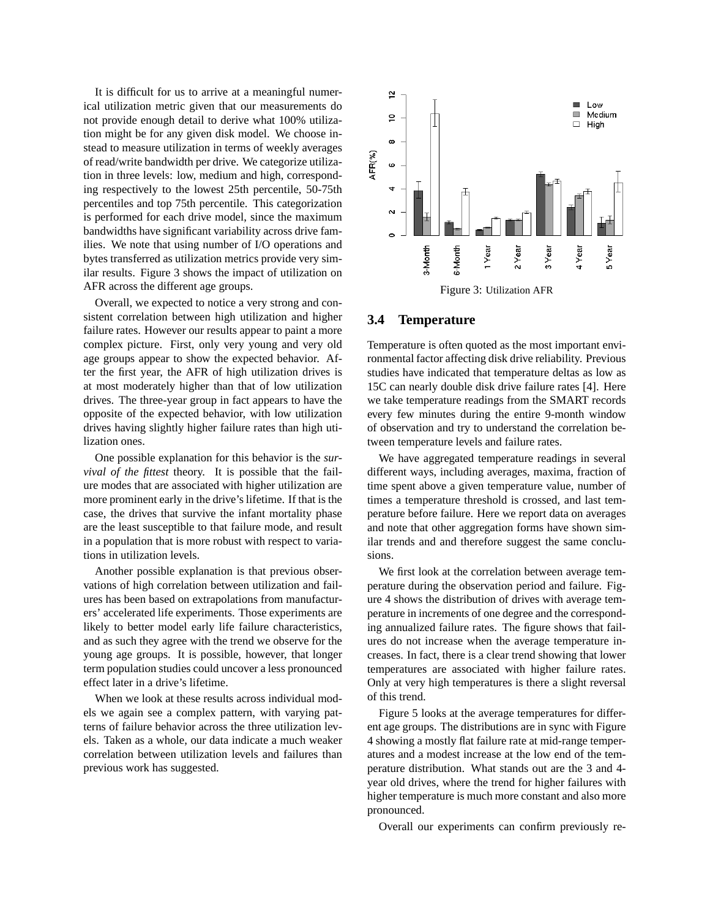It is difficult for us to arrive at a meaningful numerical utilization metric given that our measurements do not provide enough detail to derive what 100% utilization might be for any given disk model. We choose instead to measure utilization in terms of weekly averages of read/write bandwidth per drive. We categorize utilization in three levels: low, medium and high, corresponding respectively to the lowest 25th percentile, 50-75th percentiles and top 75th percentile. This categorization is performed for each drive model, since the maximum bandwidths have significant variability across drive families. We note that using number of I/O operations and bytes transferred as utilization metrics provide very similar results. Figure 3 shows the impact of utilization on AFR across the different age groups.

Overall, we expected to notice a very strong and consistent correlation between high utilization and higher failure rates. However our results appear to paint a more complex picture. First, only very young and very old age groups appear to show the expected behavior. After the first year, the AFR of high utilization drives is at most moderately higher than that of low utilization drives. The three-year group in fact appears to have the opposite of the expected behavior, with low utilization drives having slightly higher failure rates than high utilization ones.

One possible explanation for this behavior is the *survival of the fittest* theory. It is possible that the failure modes that are associated with higher utilization are more prominent early in the drive's lifetime. If that is the case, the drives that survive the infant mortality phase are the least susceptible to that failure mode, and result in a population that is more robust with respect to variations in utilization levels.

Another possible explanation is that previous observations of high correlation between utilization and failures has been based on extrapolations from manufacturers' accelerated life experiments. Those experiments are likely to better model early life failure characteristics, and as such they agree with the trend we observe for the young age groups. It is possible, however, that longer term population studies could uncover a less pronounced effect later in a drive's lifetime.

When we look at these results across individual models we again see a complex pattern, with varying patterns of failure behavior across the three utilization levels. Taken as a whole, our data indicate a much weaker correlation between utilization levels and failures than previous work has suggested.

Figure 3: Utilization AFR

## 3.4 Temperature

Temperature is often quoted as the most important environmental factor affecting disk drive reliability. Previous studies have indicated that temperature deltas as low as 15C can nearly double disk drive failure rates [4]. Here we take temperature readings from the SMART records every few minutes during the entire 9-month window of observation and try to understand the correlation between temperature levels and failure rates.

We have aggregated temperature readings in several different ways, including averages, maxima, fraction of time spent above a given temperature value, number of times a temperature threshold is crossed, and last temperature before failure. Here we report data on averages and note that other aggregation forms have shown similar trends and and therefore suggest the same conclusions.

We first look at the correlation between average temperature during the observation period and failure. Figure 4 shows the distribution of drives with average temperature in increments of one degree and the corresponding annualized failure rates. The figure shows that failures do not increase when the average temperature increases. In fact, there is a clear trend showing that lower temperatures are associated with higher failure rates. Only at very high temperatures is there a slight reversal of this trend.

Figure 5 looks at the average temperatures for different age groups. The distributions are in sync with Figure 4 showing a mostly flat failure rate at mid-range temperatures and a modest increase at the low end of the temperature distribution. What stands out are the 3 and 4-year old drives, where the trend for higher failures with higher temperature is much more constant and also more pronounced.

Overall our experiments can confirm previously re-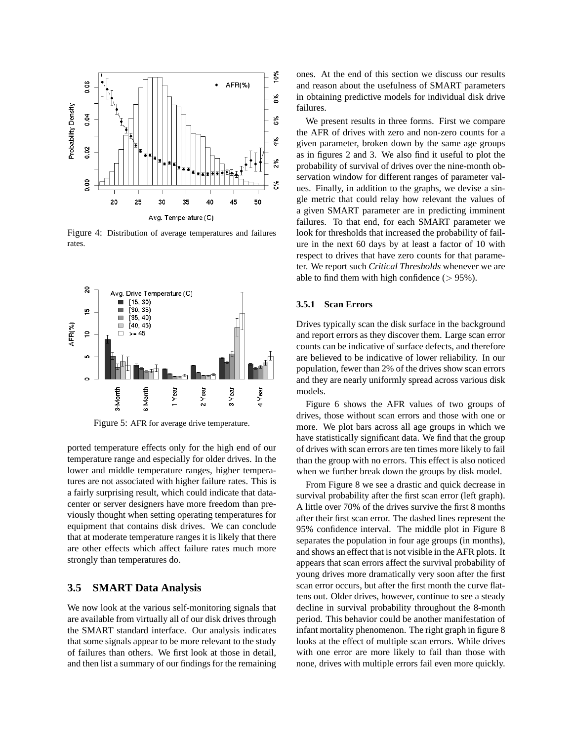Figure 4: Distribution of average temperatures and failures rates.

Figure 5: AFR for average drive temperature.

ported temperature effects only for the high end of our temperature range and especially for older drives. In the lower and middle temperature ranges, higher temperatures are not associated with higher failure rates. This is a fairly surprising result, which could indicate that datacenter or server designers have more freedom than previously thought when setting operating temperatures for equipment that contains disk drives. We can conclude that at moderate temperature ranges it is likely that there are other effects which affect failure rates much more strongly than temperatures do.

## 3.5 SMART Data Analysis

We now look at the various self-monitoring signals that are available from virtually all of our disk drives through the SMART standard interface. Our analysis indicates that some signals appear to be more relevant to the study of failures than others. We first look at those in detail, and then list a summary of our findings for the remaining ones. At the end of this section we discuss our results and reason about the usefulness of SMART parameters in obtaining predictive models for individual disk drive failures.

We present results in three forms. First we compare the AFR of drives with zero and non-zero counts for a given parameter, broken down by the same age groups as in figures 2 and 3. We also find it useful to plot the probability of survival of drives over the nine-month observation window for different ranges of parameter values. Finally, in addition to the graphs, we devise a single metric that could relay how relevant the values of a given SMART parameter are in predicting imminent failures. To that end, for each SMART parameter we look for thresholds that increased the probability of failure in the next 60 days by at least a factor of 10 with respect to drives that have zero counts for that parameter. We report such *Critical Thresholds* whenever we are able to find them with high confidence ($> 95\%$).

### 3.5.1 Scan Errors

Drives typically scan the disk surface in the background and report errors as they discover them. Large scan error counts can be indicative of surface defects, and therefore are believed to be indicative of lower reliability. In our population, fewer than 2% of the drives show scan errors and they are nearly uniformly spread across various disk models.

Figure 6 shows the AFR values of two groups of drives, those without scan errors and those with one or more. We plot bars across all age groups in which we have statistically significant data. We find that the group of drives with scan errors are ten times more likely to fail than the group with no errors. This effect is also noticed when we further break down the groups by disk model.

From Figure 8 we see a drastic and quick decrease in survival probability after the first scan error (left graph). A little over 70% of the drives survive the first 8 months after their first scan error. The dashed lines represent the 95% confidence interval. The middle plot in Figure 8 separates the population in four age groups (in months), and shows an effect that is not visible in the AFR plots. It appears that scan errors affect the survival probability of young drives more dramatically very soon after the first scan error occurs, but after the first month the curve flattens out. Older drives, however, continue to see a steady decline in survival probability throughout the 8-month period. This behavior could be another manifestation of infant mortality phenomenon. The right graph in figure 8 looks at the effect of multiple scan errors. While drives with one error are more likely to fail than those with none, drives with multiple errors fail even more quickly.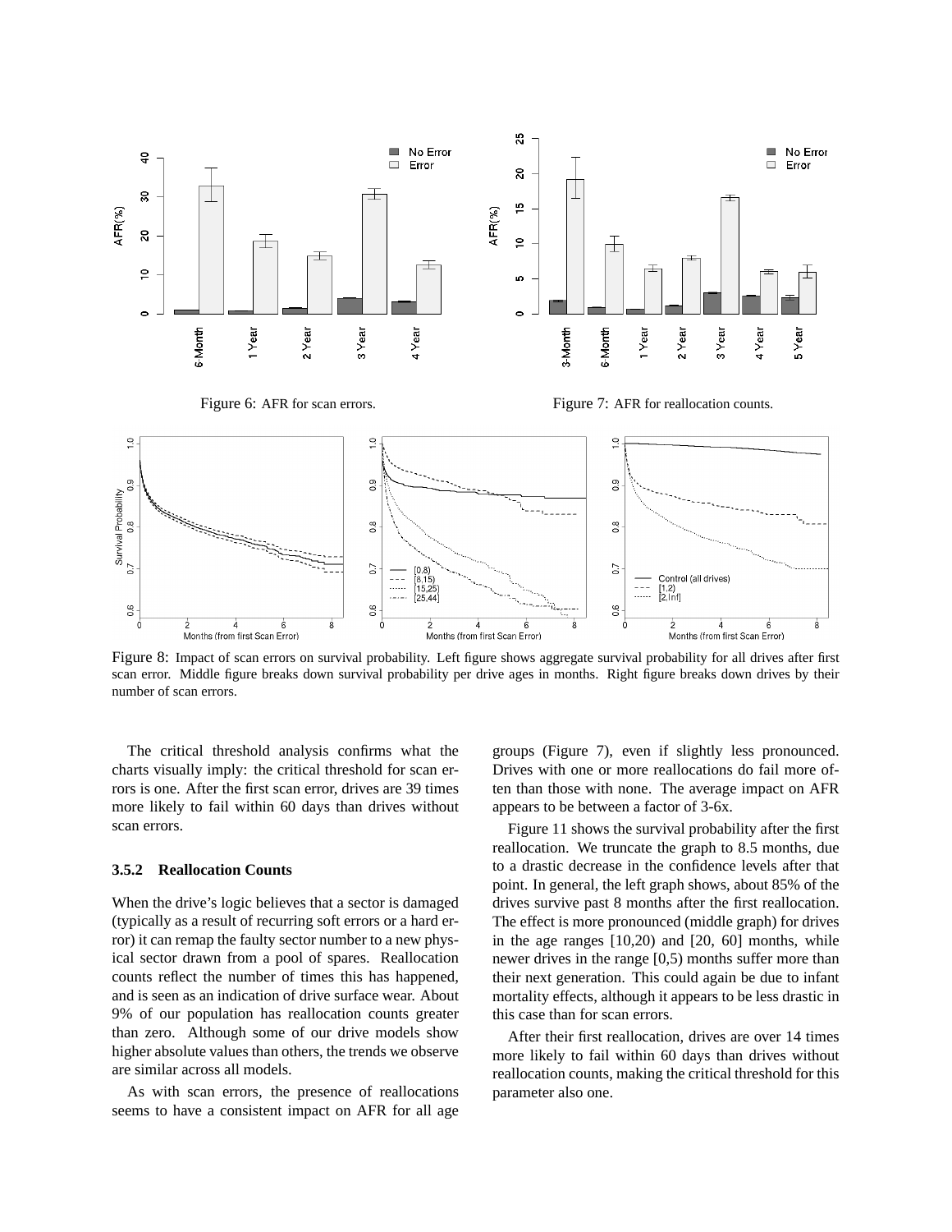Figure 6: AFR for scan errors.

Figure 7: AFR for reallocation counts.

Figure 8: Impact of scan errors on survival probability. Left figure shows aggregate survival probability for all drives after first scan error. Middle figure breaks down survival probability per drive ages in months. Right figure breaks down drives by their number of scan errors.

The critical threshold analysis confirms what the charts visually imply: the critical threshold for scan errors is one. After the first scan error, drives are 39 times more likely to fail within 60 days than drives without scan errors.

#### 3.5.2 Reallocation Counts

When the drive's logic believes that a sector is damaged (typically as a result of recurring soft errors or a hard error) it can remap the faulty sector number to a new physical sector drawn from a pool of spares. Reallocation counts reflect the number of times this has happened, and is seen as an indication of drive surface wear. About 9% of our population has reallocation counts greater than zero. Although some of our drive models show higher absolute values than others, the trends we observe are similar across all models.

As with scan errors, the presence of reallocations seems to have a consistent impact on AFR for all age groups (Figure 7), even if slightly less pronounced. Drives with one or more reallocations do fail more often than those with none. The average impact on AFR appears to be between a factor of 3-6x.

Figure 11 shows the survival probability after the first reallocation. We truncate the graph to 8.5 months, due to a drastic decrease in the confidence levels after that point. In general, the left graph shows, about 85% of the drives survive past 8 months after the first reallocation. The effect is more pronounced (middle graph) for drives in the age ranges [10,20) and [20, 60] months, while newer drives in the range [0,5) months suffer more than their next generation. This could again be due to infant mortality effects, although it appears to be less drastic in this case than for scan errors.

After their first reallocation, drives are over 14 times more likely to fail within 60 days than drives without reallocation counts, making the critical threshold for this parameter also one.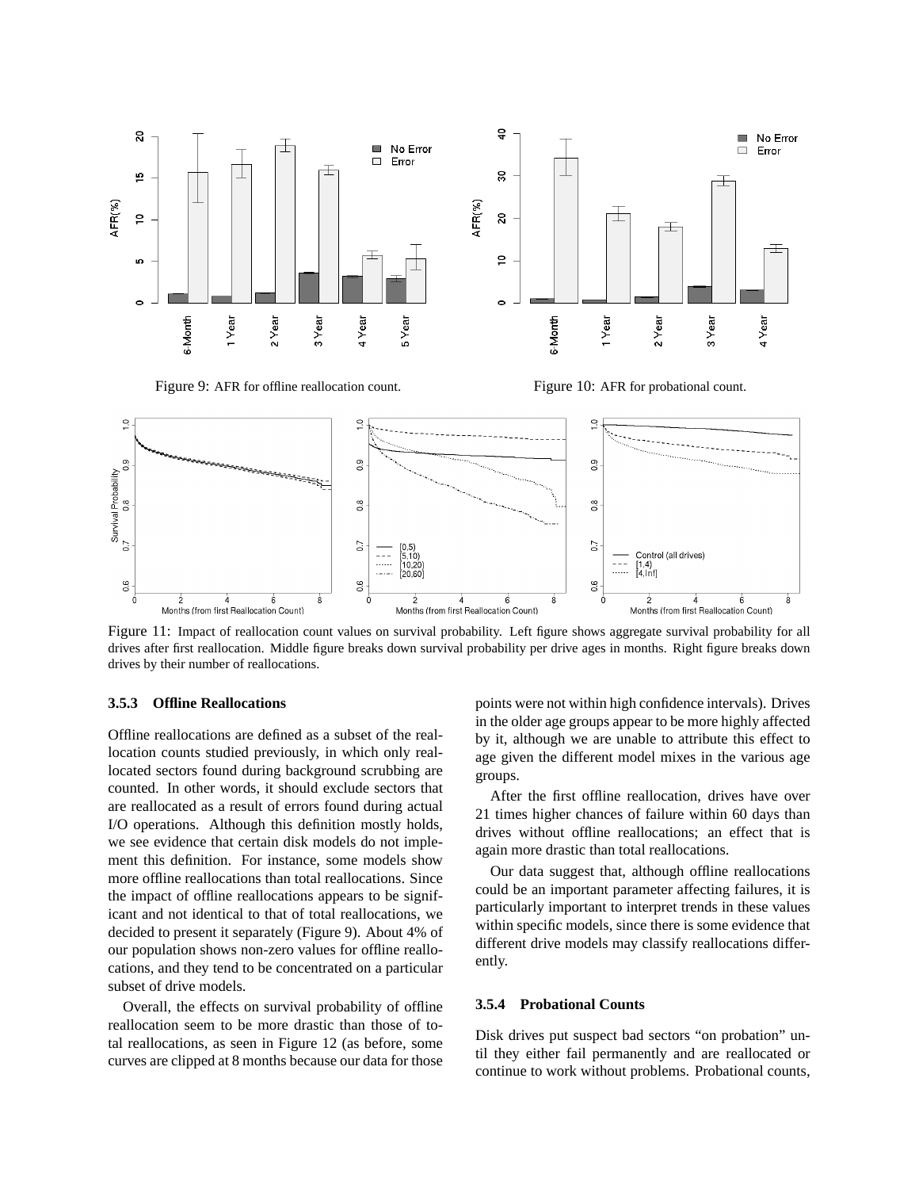Figure 9: AFR for offline reallocation count.

Figure 10: AFR for probational count.

Figure 11: Impact of reallocation count values on survival probability. Left figure shows aggregate survival probability for all drives after first reallocation. Middle figure breaks down survival probability per drive ages in months. Right figure breaks down drives by their number of reallocations.

#### 3.5.3 Offline Reallocations

Offline reallocations are defined as a subset of the reallocation counts studied previously, in which only reallocated sectors found during background scrubbing are counted. In other words, it should exclude sectors that are reallocated as a result of errors found during actual I/O operations. Although this definition mostly holds, we see evidence that certain disk models do not implement this definition. For instance, some models show more offline reallocations than total reallocations. Since the impact of offline reallocations appears to be significant and not identical to that of total reallocations, we decided to present it separately (Figure 9). About 4% of our population shows non-zero values for offline reallocations, and they tend to be concentrated on a particular subset of drive models.

Overall, the effects on survival probability of offline reallocation seem to be more drastic than those of total reallocations, as seen in Figure 12 (as before, some curves are clipped at 8 months because our data for those points were not within high confidence intervals). Drives in the older age groups appear to be more highly affected by it, although we are unable to attribute this effect to age given the different model mixes in the various age groups.

After the first offline reallocation, drives have over 21 times higher chances of failure within 60 days than drives without offline reallocations; an effect that is again more drastic than total reallocations.

Our data suggest that, although offline reallocations could be an important parameter affecting failures, it is particularly important to interpret trends in these values within specific models, since there is some evidence that different drive models may classify reallocations differently.

#### 3.5.4 Probational Counts

Disk drives put suspect bad sectors "on probation" until they either fail permanently and are reallocated or continue to work without problems. Probational counts,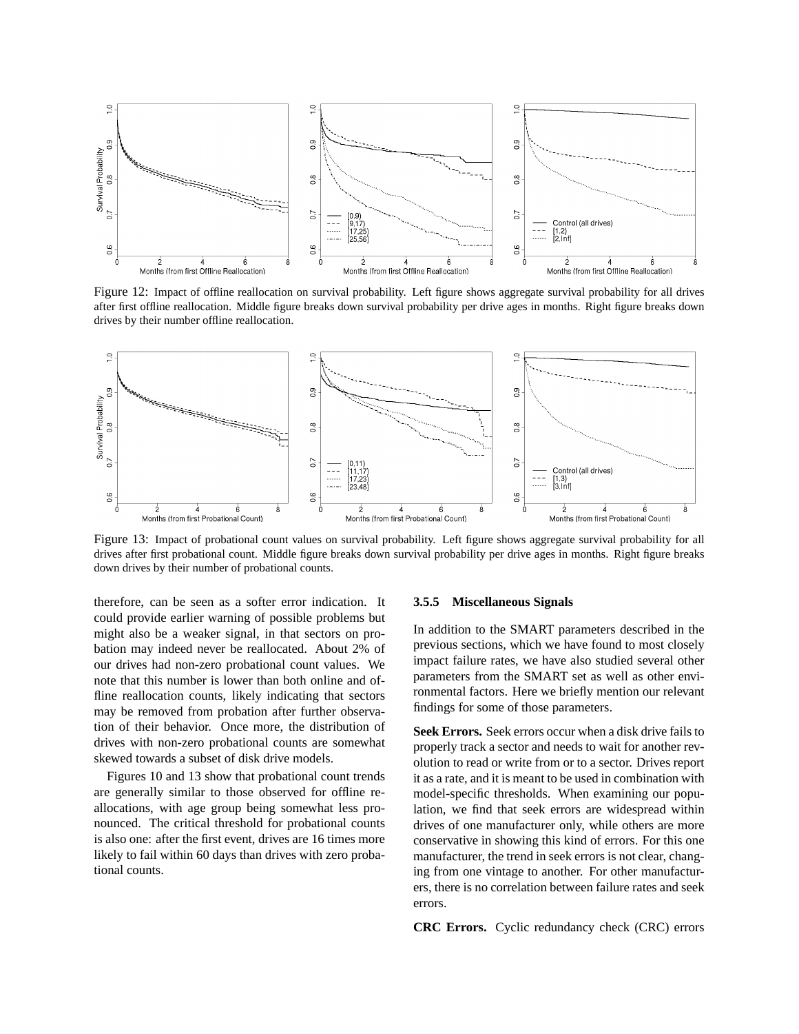Figure 12: Impact of offline reallocation on survival probability. Left figure shows aggregate survival probability for all drives after first offline reallocation. Middle figure breaks down survival probability per drive ages in months. Right figure breaks down drives by their number offline reallocation.

Figure 13: Impact of probational count values on survival probability. Left figure shows aggregate survival probability for all drives after first probational count. Middle figure breaks down survival probability per drive ages in months. Right figure breaks down drives by their number of probational counts.

therefore, can be seen as a softer error indication. It could provide earlier warning of possible problems but might also be a weaker signal, in that sectors on probation may indeed never be reallocated. About 2% of our drives had non-zero probational count values. We note that this number is lower than both online and offline reallocation counts, likely indicating that sectors may be removed from probation after further observation of their behavior. Once more, the distribution of drives with non-zero probational counts are somewhat skewed towards a subset of disk drive models.

Figures 10 and 13 show that probational count trends are generally similar to those observed for offline reallocations, with age group being somewhat less pronounced. The critical threshold for probational counts is also one: after the first event, drives are 16 times more likely to fail within 60 days than drives with zero probational counts.

#### 3.5.5 Miscellaneous Signals

In addition to the SMART parameters described in the previous sections, which we have found to most closely impact failure rates, we have also studied several other parameters from the SMART set as well as other environmental factors. Here we briefly mention our relevant findings for some of those parameters.

**Seek Errors.** Seek errors occur when a disk drive fails to properly track a sector and needs to wait for another revolution to read or write from or to a sector. Drives report it as a rate, and it is meant to be used in combination with model-specific thresholds. When examining our population, we find that seek errors are widespread within drives of one manufacturer only, while others are more conservative in showing this kind of errors. For this one manufacturer, the trend in seek errors is not clear, changing from one vintage to another. For other manufacturers, there is no correlation between failure rates and seek errors.

**CRC Errors.** Cyclic redundancy check (CRC) errors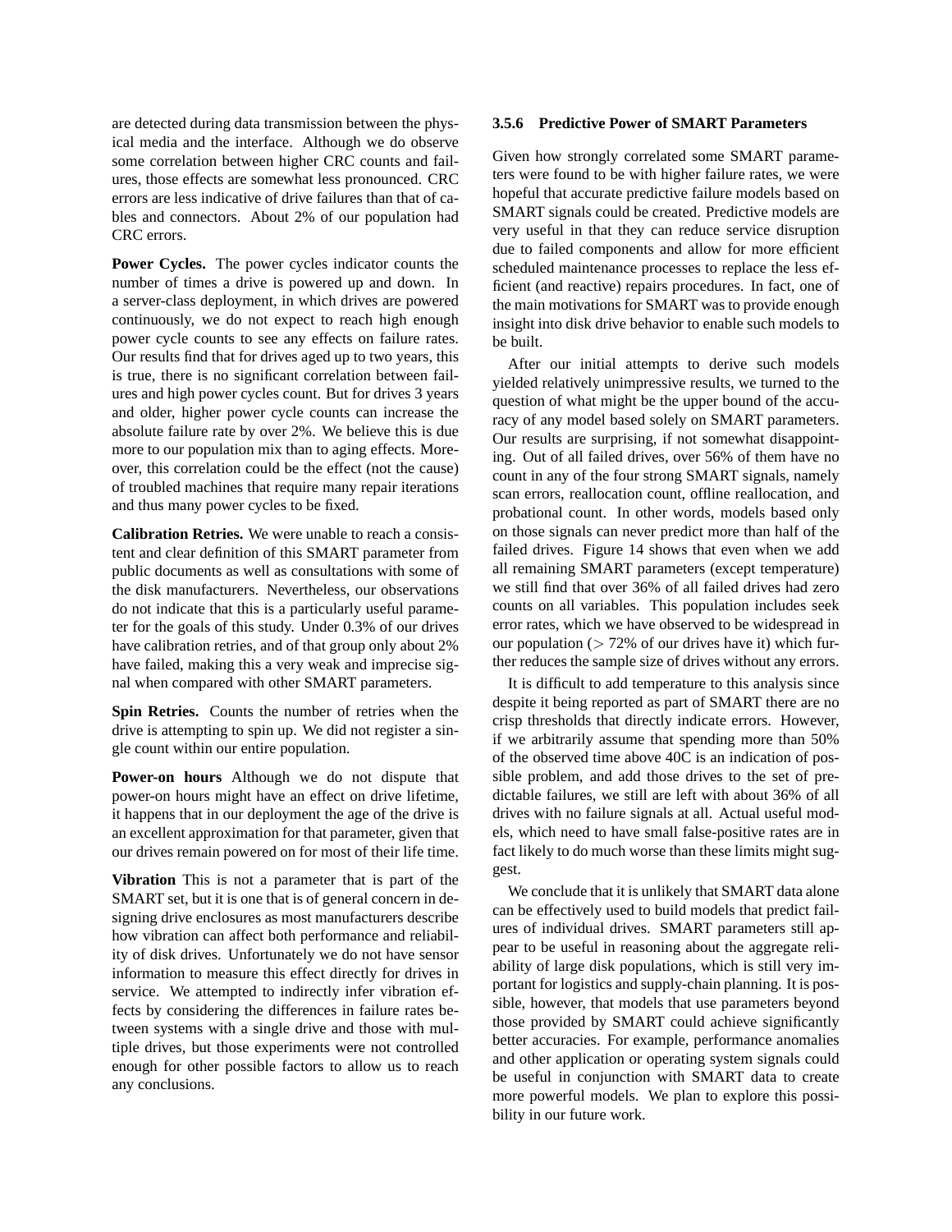are detected during data transmission between the physical media and the interface. Although we do observe some correlation between higher CRC counts and failures, those effects are somewhat less pronounced. CRC errors are less indicative of drive failures than that of cables and connectors. About 2% of our population had CRC errors.

**Power Cycles.** The power cycles indicator counts the number of times a drive is powered up and down. In a server-class deployment, in which drives are powered continuously, we do not expect to reach high enough power cycle counts to see any effects on failure rates. Our results find that for drives aged up to two years, this is true, there is no significant correlation between failures and high power cycles count. But for drives 3 years and older, higher power cycle counts can increase the absolute failure rate by over 2%. We believe this is due more to our population mix than to aging effects. Moreover, this correlation could be the effect (not the cause) of troubled machines that require many repair iterations and thus many power cycles to be fixed.

**Calibration Retries.** We were unable to reach a consistent and clear definition of this SMART parameter from public documents as well as consultations with some of the disk manufacturers. Nevertheless, our observations do not indicate that this is a particularly useful parameter for the goals of this study. Under 0.3% of our drives have calibration retries, and of that group only about 2% have failed, making this a very weak and imprecise signal when compared with other SMART parameters.

**Spin Retries.** Counts the number of retries when the drive is attempting to spin up. We did not register a single count within our entire population.

**Power-on hours** Although we do not dispute that power-on hours might have an effect on drive lifetime, it happens that in our deployment the age of the drive is an excellent approximation for that parameter, given that our drives remain powered on for most of their life time.

**Vibration** This is not a parameter that is part of the SMART set, but it is one that is of general concern in designing drive enclosures as most manufacturers describe how vibration can affect both performance and reliability of disk drives. Unfortunately we do not have sensor information to measure this effect directly for drives in service. We attempted to indirectly infer vibration effects by considering the differences in failure rates between systems with a single drive and those with multiple drives, but those experiments were not controlled enough for other possible factors to allow us to reach any conclusions.

#### 3.5.6 Predictive Power of SMART Parameters

Given how strongly correlated some SMART parameters were found to be with higher failure rates, we were hopeful that accurate predictive failure models based on SMART signals could be created. Predictive models are very useful in that they can reduce service disruption due to failed components and allow for more efficient scheduled maintenance processes to replace the less efficient (and reactive) repairs procedures. In fact, one of the main motivations for SMART was to provide enough insight into disk drive behavior to enable such models to be built.

After our initial attempts to derive such models yielded relatively unimpressive results, we turned to the question of what might be the upper bound of the accuracy of any model based solely on SMART parameters. Our results are surprising, if not somewhat disappointing. Out of all failed drives, over 56% of them have no count in any of the four strong SMART signals, namely scan errors, reallocation count, offline reallocation, and probational count. In other words, models based only on those signals can never predict more than half of the failed drives. Figure 14 shows that even when we add all remaining SMART parameters (except temperature) we still find that over 36% of all failed drives had zero counts on all variables. This population includes seek error rates, which we have observed to be widespread in our population ($>$ 72% of our drives have it) which further reduces the sample size of drives without any errors.

It is difficult to add temperature to this analysis since despite it being reported as part of SMART there are no crisp thresholds that directly indicate errors. However, if we arbitrarily assume that spending more than 50% of the observed time above 40C is an indication of possible problem, and add those drives to the set of predictable failures, we still are left with about 36% of all drives with no failure signals at all. Actual useful models, which need to have small false-positive rates are in fact likely to do much worse than these limits might suggest.

We conclude that it is unlikely that SMART data alone can be effectively used to build models that predict failures of individual drives. SMART parameters still appear to be useful in reasoning about the aggregate reliability of large disk populations, which is still very important for logistics and supply-chain planning. It is possible, however, that models that use parameters beyond those provided by SMART could achieve significantly better accuracies. For example, performance anomalies and other application or operating system signals could be useful in conjunction with SMART data to create more powerful models. We plan to explore this possibility in our future work.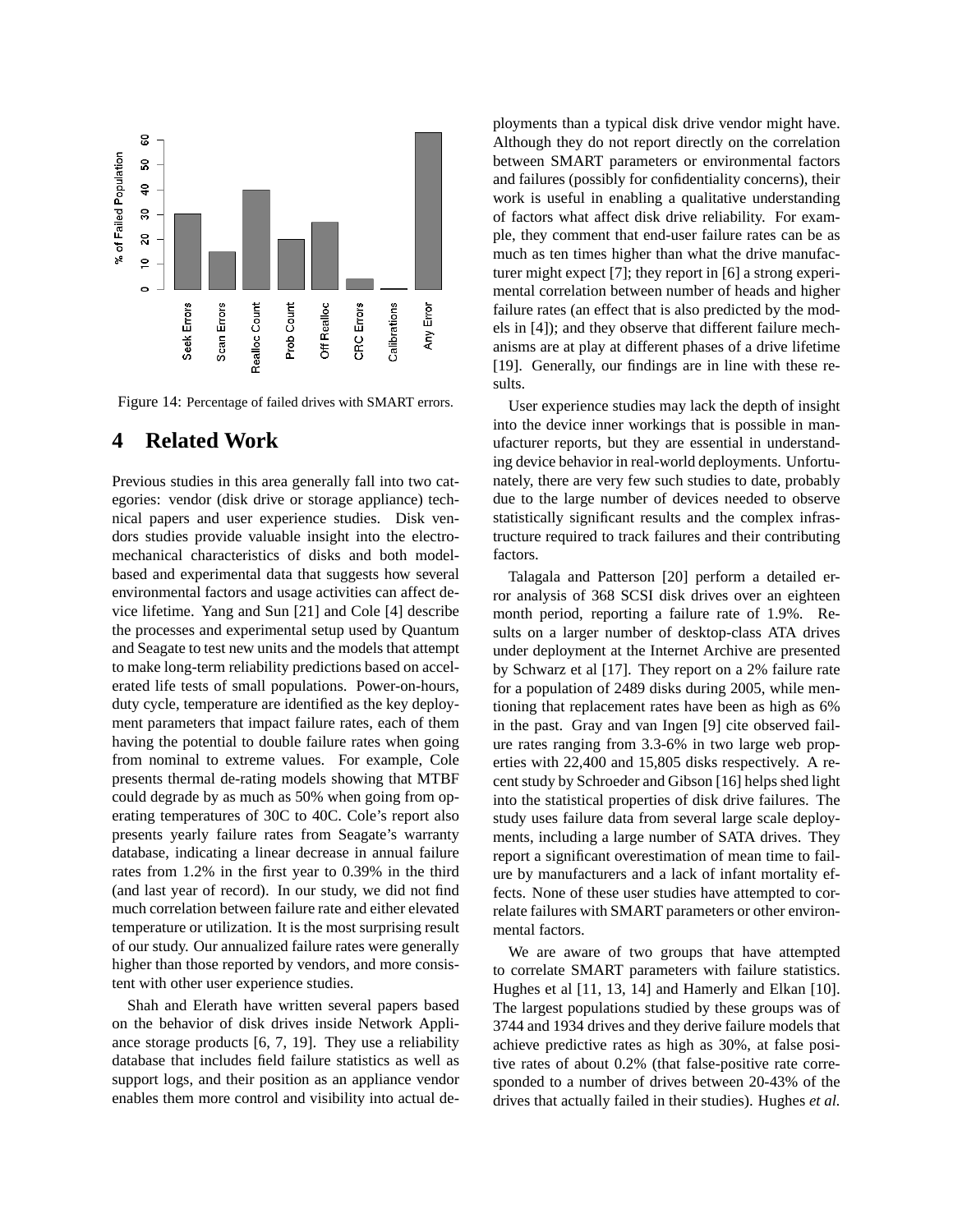Figure 14: Percentage of failed drives with SMART errors.

# 4 Related Work

Previous studies in this area generally fall into two categories: vendor (disk drive or storage appliance) technical papers and user experience studies. Disk vendors studies provide valuable insight into the electromechanical characteristics of disks and both model-based and experimental data that suggests how several environmental factors and usage activities can affect device lifetime. Yang and Sun [21] and Cole [4] describe the processes and experimental setup used by Quantum and Seagate to test new units and the models that attempt to make long-term reliability predictions based on accelerated life tests of small populations. Power-on-hours, duty cycle, temperature are identified as the key deployment parameters that impact failure rates, each of them having the potential to double failure rates when going from nominal to extreme values. For example, Cole presents thermal de-rating models showing that MTBF could degrade by as much as 50% when going from operating temperatures of 30C to 40C. Cole's report also presents yearly failure rates from Seagate's warranty database, indicating a linear decrease in annual failure rates from 1.2% in the first year to 0.39% in the third (and last year of record). In our study, we did not find much correlation between failure rate and either elevated temperature or utilization. It is the most surprising result of our study. Our annualized failure rates were generally higher than those reported by vendors, and more consistent with other user experience studies.

Shah and Elerath have written several papers based on the behavior of disk drives inside Network Appliance storage products [6, 7, 19]. They use a reliability database that includes field failure statistics as well as support logs, and their position as an appliance vendor enables them more control and visibility into actual deployments than a typical disk drive vendor might have. Although they do not report directly on the correlation between SMART parameters or environmental factors and failures (possibly for confidentiality concerns), their work is useful in enabling a qualitative understanding of factors what affect disk drive reliability. For example, they comment that end-user failure rates can be as much as ten times higher than what the drive manufacturer might expect [7]; they report in [6] a strong experimental correlation between number of heads and higher failure rates (an effect that is also predicted by the models in [4]); and they observe that different failure mechanisms are at play at different phases of a drive lifetime [19]. Generally, our findings are in line with these results.

User experience studies may lack the depth of insight into the device inner workings that is possible in manufacturer reports, but they are essential in understanding device behavior in real-world deployments. Unfortunately, there are very few such studies to date, probably due to the large number of devices needed to observe statistically significant results and the complex infrastructure required to track failures and their contributing factors.

Talagala and Patterson [20] perform a detailed error analysis of 368 SCSI disk drives over an eighteen month period, reporting a failure rate of 1.9%. Results on a larger number of desktop-class ATA drives under deployment at the Internet Archive are presented by Schwarz et al [17]. They report on a 2% failure rate for a population of 2489 disks during 2005, while mentioning that replacement rates have been as high as 6% in the past. Gray and van Ingen [9] cite observed failure rates ranging from 3.3-6% in two large web properties with 22,400 and 15,805 disks respectively. A recent study by Schroeder and Gibson [16] helps shed light into the statistical properties of disk drive failures. The study uses failure data from several large scale deployments, including a large number of SATA drives. They report a significant overestimation of mean time to failure by manufacturers and a lack of infant mortality effects. None of these user studies have attempted to correlate failures with SMART parameters or other environmental factors.

We are aware of two groups that have attempted to correlate SMART parameters with failure statistics. Hughes et al [11, 13, 14] and Hamerly and Elkan [10]. The largest populations studied by these groups was of 3744 and 1934 drives and they derive failure models that achieve predictive rates as high as 30%, at false positive rates of about 0.2% (that false-positive rate corresponded to a number of drives between 20-43% of the drives that actually failed in their studies). Hughes *et al.*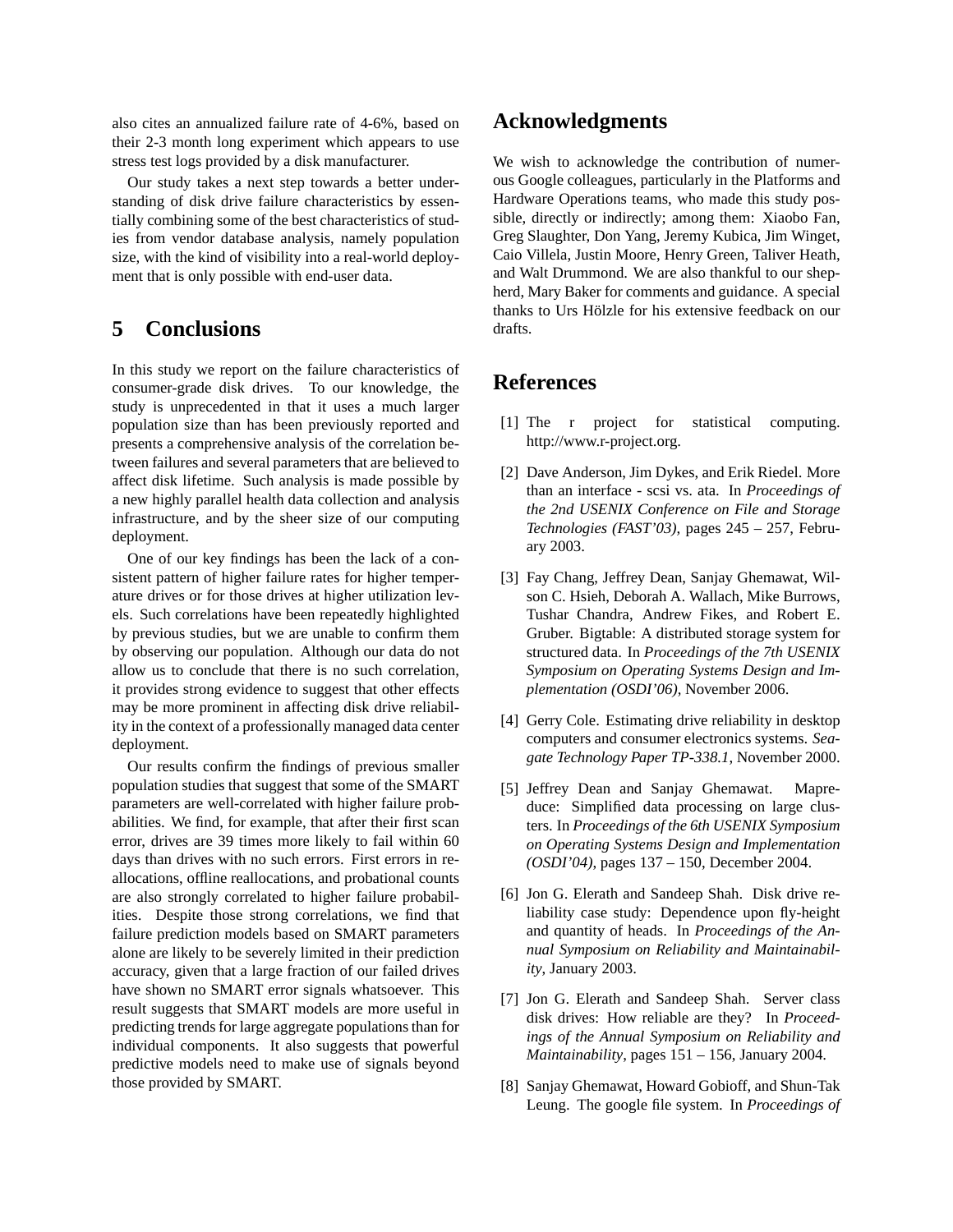also cites an annualized failure rate of 4-6%, based on their 2-3 month long experiment which appears to use stress test logs provided by a disk manufacturer.

Our study takes a next step towards a better understanding of disk drive failure characteristics by essentially combining some of the best characteristics of studies from vendor database analysis, namely population size, with the kind of visibility into a real-world deployment that is only possible with end-user data.

## 5 Conclusions

In this study we report on the failure characteristics of consumer-grade disk drives. To our knowledge, the study is unprecedented in that it uses a much larger population size than has been previously reported and presents a comprehensive analysis of the correlation between failures and several parameters that are believed to affect disk lifetime. Such analysis is made possible by a new highly parallel health data collection and analysis infrastructure, and by the sheer size of our computing deployment.

One of our key findings has been the lack of a consistent pattern of higher failure rates for higher temperature drives or for those drives at higher utilization levels. Such correlations have been repeatedly highlighted by previous studies, but we are unable to confirm them by observing our population. Although our data do not allow us to conclude that there is no such correlation, it provides strong evidence to suggest that other effects may be more prominent in affecting disk drive reliability in the context of a professionally managed data center deployment.

Our results confirm the findings of previous smaller population studies that suggest that some of the SMART parameters are well-correlated with higher failure probabilities. We find, for example, that after their first scan error, drives are 39 times more likely to fail within 60 days than drives with no such errors. First errors in reallocations, offline reallocations, and probational counts are also strongly correlated to higher failure probabilities. Despite those strong correlations, we find that failure prediction models based on SMART parameters alone are likely to be severely limited in their prediction accuracy, given that a large fraction of our failed drives have shown no SMART error signals whatsoever. This result suggests that SMART models are more useful in predicting trends for large aggregate populations than for individual components. It also suggests that powerful predictive models need to make use of signals beyond those provided by SMART.

## Acknowledgments

We wish to acknowledge the contribution of numerous Google colleagues, particularly in the Platforms and Hardware Operations teams, who made this study possible, directly or indirectly; among them: Xiaobo Fan, Greg Slaughter, Don Yang, Jeremy Kubica, Jim Winget, Caio Villela, Justin Moore, Henry Green, Taliver Heath, and Walt Drummond. We are also thankful to our shepherd, Mary Baker for comments and guidance. A special thanks to Urs Hölzle for his extensive feedback on our drafts.

## References

[1] The r project for statistical computing. http://www.r-project.org.

[2] Dave Anderson, Jim Dykes, and Erik Riedel. More than an interface - scsi vs. ata. In *Proceedings of the 2nd USENIX Conference on File and Storage Technologies (FAST'03)*, pages 245 – 257, February 2003.

[3] Fay Chang, Jeffrey Dean, Sanjay Ghemawat, Wilson C. Hsieh, Deborah A. Wallach, Mike Burrows, Tushar Chandra, Andrew Fikes, and Robert E. Gruber. Bigtable: A distributed storage system for structured data. In *Proceedings of the 7th USENIX Symposium on Operating Systems Design and Implementation (OSDI'06)*, November 2006.

[4] Gerry Cole. Estimating drive reliability in desktop computers and consumer electronics systems. *Seagate Technology Paper TP-338.1*, November 2000.

[5] Jeffrey Dean and Sanjay Ghemawat. Mapreduce: Simplified data processing on large clusters. In *Proceedings of the 6th USENIX Symposium on Operating Systems Design and Implementation (OSDI'04)*, pages 137 – 150, December 2004.

[6] Jon G. Elerath and Sandeep Shah. Disk drive reliability case study: Dependence upon fly-height and quantity of heads. In *Proceedings of the Annual Symposium on Reliability and Maintainability*, January 2003.

[7] Jon G. Elerath and Sandeep Shah. Server class disk drives: How reliable are they? In *Proceedings of the Annual Symposium on Reliability and Maintainability*, pages 151 – 156, January 2004.

[8] Sanjay Ghemawat, Howard Gobioff, and Shun-Tak Leung. The google file system. In *Proceedings of*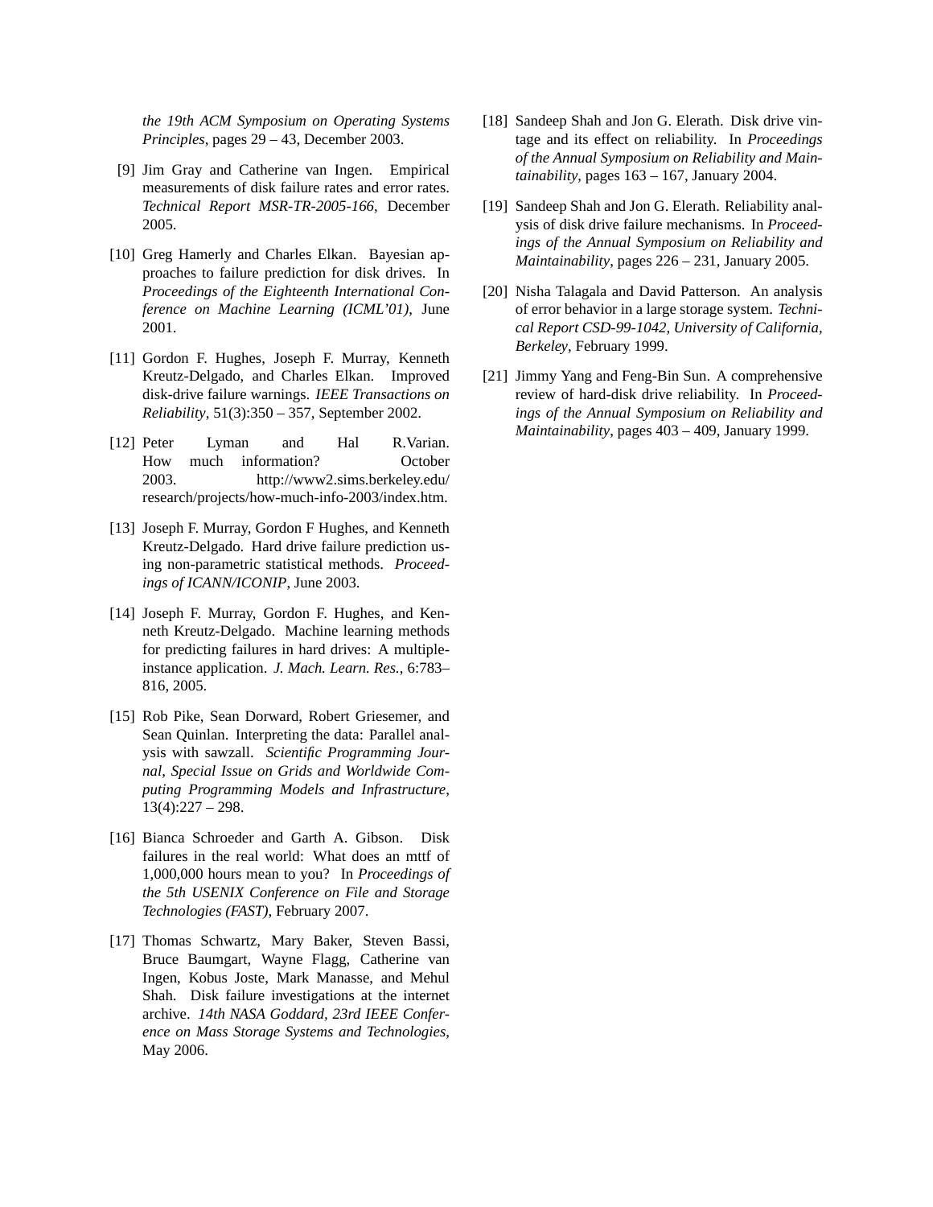the 19th ACM Symposium on Operating Systems Principles*, pages 29 – 43, December 2003.

[9] Jim Gray and Catherine van Ingen. Empirical measurements of disk failure rates and error rates. *Technical Report MSR-TR-2005-166*, December 2005.

[10] Greg Hamerly and Charles Elkan. Bayesian approaches to failure prediction for disk drives. In *Proceedings of the Eighteenth International Conference on Machine Learning (ICML'01)*, June 2001.

[11] Gordon F. Hughes, Joseph F. Murray, Kenneth Kreutz-Delgado, and Charles Elkan. Improved disk-drive failure warnings. *IEEE Transactions on Reliability*, 51(3):350 – 357, September 2002.

[12] Peter Lyman and Hal R.Varian. How much information? October 2003. http://www2.sims.berkeley.edu/research/projects/how-much-info-2003/index.htm.

[13] Joseph F. Murray, Gordon F Hughes, and Kenneth Kreutz-Delgado. Hard drive failure prediction using non-parametric statistical methods. *Proceedings of ICANN/ICONIP*, June 2003.

[14] Joseph F. Murray, Gordon F. Hughes, and Kenneth Kreutz-Delgado. Machine learning methods for predicting failures in hard drives: A multiple-instance application. *J. Mach. Learn. Res.*, 6:783–816, 2005.

[15] Rob Pike, Sean Dorward, Robert Griesemer, and Sean Quinlan. Interpreting the data: Parallel analysis with sawzall. *Scientific Programming Journal, Special Issue on Grids and Worldwide Computing Programming Models and Infrastructure*, 13(4):227 – 298.

[16] Bianca Schroeder and Garth A. Gibson. Disk failures in the real world: What does an mttf of 1,000,000 hours mean to you? In *Proceedings of the 5th USENIX Conference on File and Storage Technologies (FAST)*, February 2007.

[17] Thomas Schwartz, Mary Baker, Steven Bassi, Bruce Baumgart, Wayne Flagg, Catherine van Ingen, Kobus Joste, Mark Manasse, and Mehul Shah. Disk failure investigations at the internet archive. *14th NASA Goddard, 23rd IEEE Conference on Mass Storage Systems and Technologies*, May 2006.

[18] Sandeep Shah and Jon G. Elerath. Disk drive vintage and its effect on reliability. In *Proceedings of the Annual Symposium on Reliability and Maintainability*, pages 163 – 167, January 2004.

[19] Sandeep Shah and Jon G. Elerath. Reliability analysis of disk drive failure mechanisms. In *Proceedings of the Annual Symposium on Reliability and Maintainability*, pages 226 – 231, January 2005.

[20] Nisha Talagala and David Patterson. An analysis of error behavior in a large storage system. *Technical Report CSD-99-1042, University of California, Berkeley*, February 1999.

[21] Jimmy Yang and Feng-Bin Sun. A comprehensive review of hard-disk drive reliability. In *Proceedings of the Annual Symposium on Reliability and Maintainability*, pages 403 – 409, January 1999.